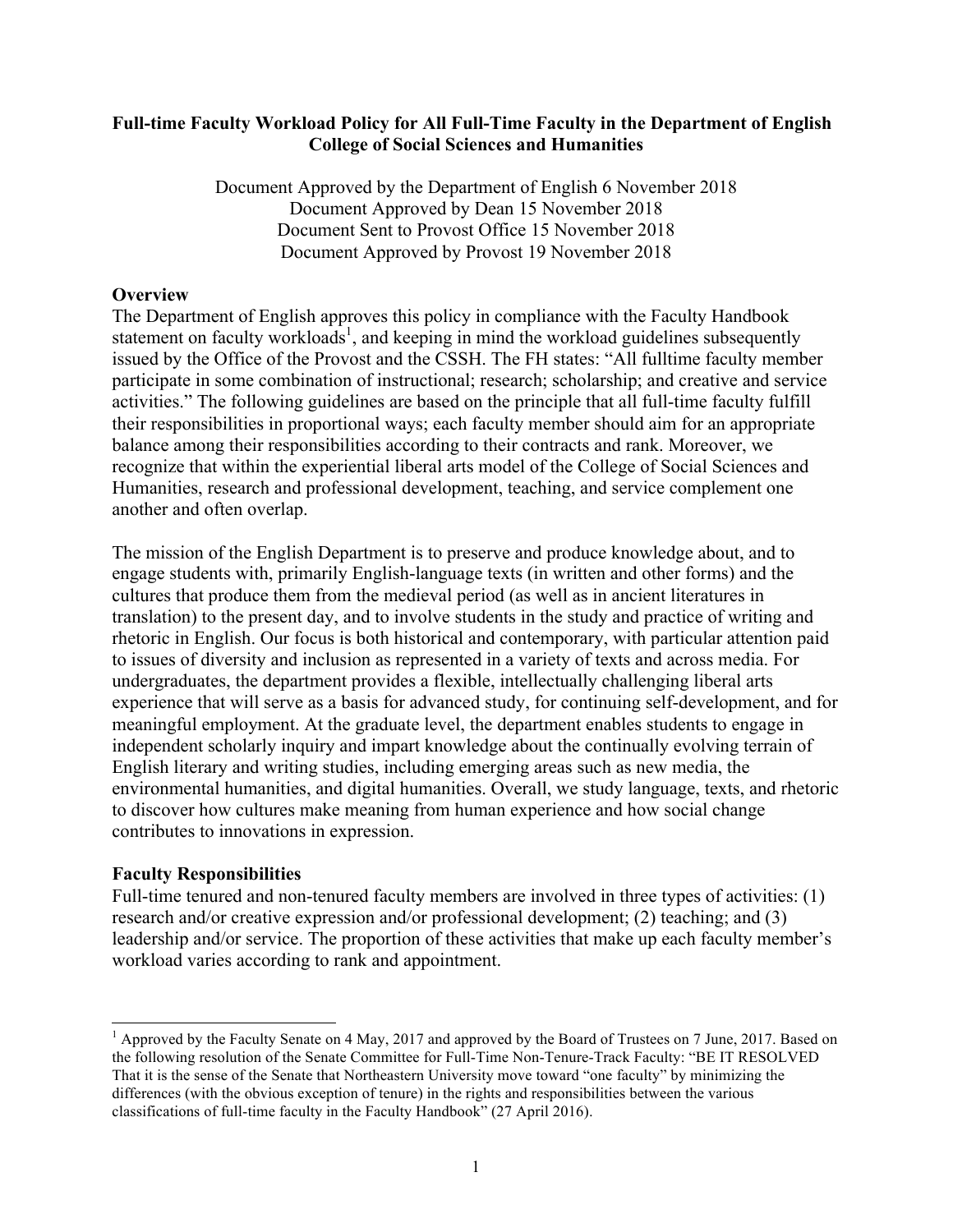**Full-time Faculty Workload Policy for All Full-Time Faculty in the Department of English College of Social Sciences and Humanities**

Document Approved by the Department of English 6 November 2018
Document Approved by Dean 15 November 2018
Document Sent to Provost Office 15 November 2018
Document Approved by Provost 19 November 2018

## Overview

The Department of English approves this policy in compliance with the Faculty Handbook statement on faculty workloads[1], and keeping in mind the workload guidelines subsequently issued by the Office of the Provost and the CSSH. The FH states: "All fulltime faculty member participate in some combination of instructional; research; scholarship; and creative and service activities." The following guidelines are based on the principle that all full-time faculty fulfill their responsibilities in proportional ways; each faculty member should aim for an appropriate balance among their responsibilities according to their contracts and rank. Moreover, we recognize that within the experiential liberal arts model of the College of Social Sciences and Humanities, research and professional development, teaching, and service complement one another and often overlap.

The mission of the English Department is to preserve and produce knowledge about, and to engage students with, primarily English-language texts (in written and other forms) and the cultures that produce them from the medieval period (as well as in ancient literatures in translation) to the present day, and to involve students in the study and practice of writing and rhetoric in English. Our focus is both historical and contemporary, with particular attention paid to issues of diversity and inclusion as represented in a variety of texts and across media. For undergraduates, the department provides a flexible, intellectually challenging liberal arts experience that will serve as a basis for advanced study, for continuing self-development, and for meaningful employment. At the graduate level, the department enables students to engage in independent scholarly inquiry and impart knowledge about the continually evolving terrain of English literary and writing studies, including emerging areas such as new media, the environmental humanities, and digital humanities. Overall, we study language, texts, and rhetoric to discover how cultures make meaning from human experience and how social change contributes to innovations in expression.

## Faculty Responsibilities

Full-time tenured and non-tenured faculty members are involved in three types of activities: (1) research and/or creative expression and/or professional development; (2) teaching; and (3) leadership and/or service. The proportion of these activities that make up each faculty member's workload varies according to rank and appointment.

---

[1] Approved by the Faculty Senate on 4 May, 2017 and approved by the Board of Trustees on 7 June, 2017. Based on the following resolution of the Senate Committee for Full-Time Non-Tenure-Track Faculty: "BE IT RESOLVED That it is the sense of the Senate that Northeastern University move toward "one faculty" by minimizing the differences (with the obvious exception of tenure) in the rights and responsibilities between the various classifications of full-time faculty in the Faculty Handbook" (27 April 2016).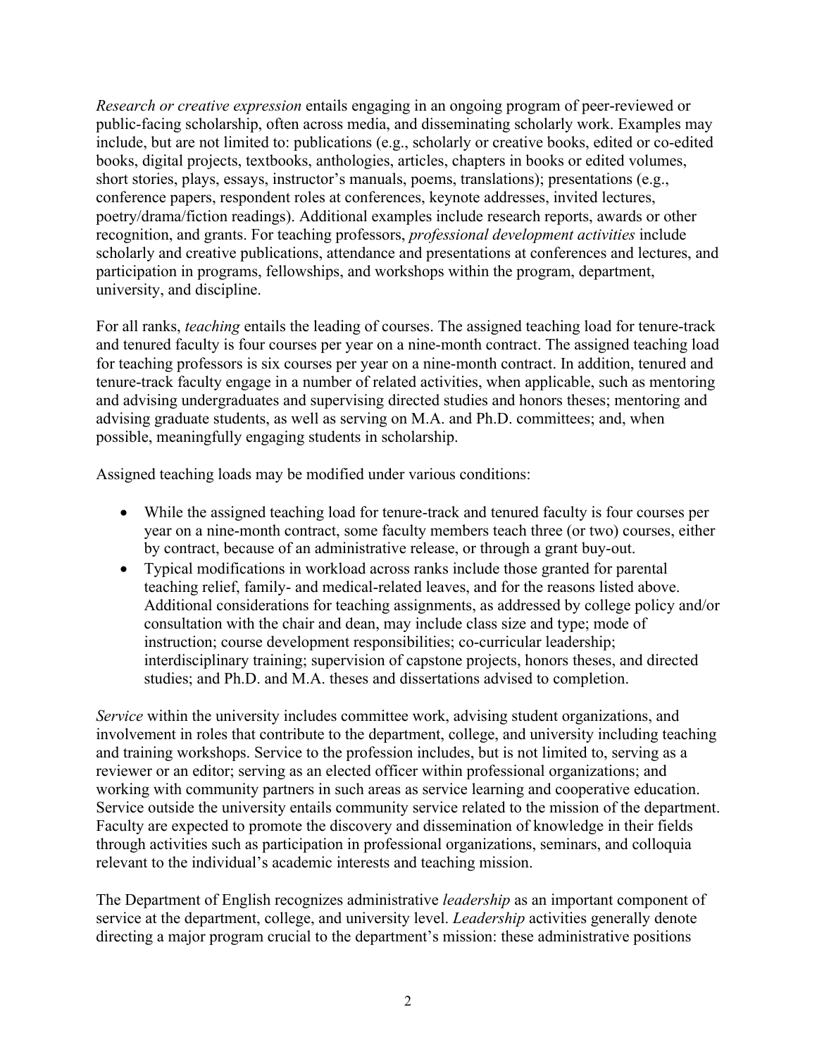*Research or creative expression* entails engaging in an ongoing program of peer-reviewed or public-facing scholarship, often across media, and disseminating scholarly work. Examples may include, but are not limited to: publications (e.g., scholarly or creative books, edited or co-edited books, digital projects, textbooks, anthologies, articles, chapters in books or edited volumes, short stories, plays, essays, instructor's manuals, poems, translations); presentations (e.g., conference papers, respondent roles at conferences, keynote addresses, invited lectures, poetry/drama/fiction readings). Additional examples include research reports, awards or other recognition, and grants. For teaching professors, *professional development activities* include scholarly and creative publications, attendance and presentations at conferences and lectures, and participation in programs, fellowships, and workshops within the program, department, university, and discipline.

For all ranks, *teaching* entails the leading of courses. The assigned teaching load for tenure-track and tenured faculty is four courses per year on a nine-month contract. The assigned teaching load for teaching professors is six courses per year on a nine-month contract. In addition, tenured and tenure-track faculty engage in a number of related activities, when applicable, such as mentoring and advising undergraduates and supervising directed studies and honors theses; mentoring and advising graduate students, as well as serving on M.A. and Ph.D. committees; and, when possible, meaningfully engaging students in scholarship.

Assigned teaching loads may be modified under various conditions:

- While the assigned teaching load for tenure-track and tenured faculty is four courses per year on a nine-month contract, some faculty members teach three (or two) courses, either by contract, because of an administrative release, or through a grant buy-out.
- Typical modifications in workload across ranks include those granted for parental teaching relief, family- and medical-related leaves, and for the reasons listed above. Additional considerations for teaching assignments, as addressed by college policy and/or consultation with the chair and dean, may include class size and type; mode of instruction; course development responsibilities; co-curricular leadership; interdisciplinary training; supervision of capstone projects, honors theses, and directed studies; and Ph.D. and M.A. theses and dissertations advised to completion.

*Service* within the university includes committee work, advising student organizations, and involvement in roles that contribute to the department, college, and university including teaching and training workshops. Service to the profession includes, but is not limited to, serving as a reviewer or an editor; serving as an elected officer within professional organizations; and working with community partners in such areas as service learning and cooperative education. Service outside the university entails community service related to the mission of the department. Faculty are expected to promote the discovery and dissemination of knowledge in their fields through activities such as participation in professional organizations, seminars, and colloquia relevant to the individual's academic interests and teaching mission.

The Department of English recognizes administrative *leadership* as an important component of service at the department, college, and university level. *Leadership* activities generally denote directing a major program crucial to the department's mission: these administrative positions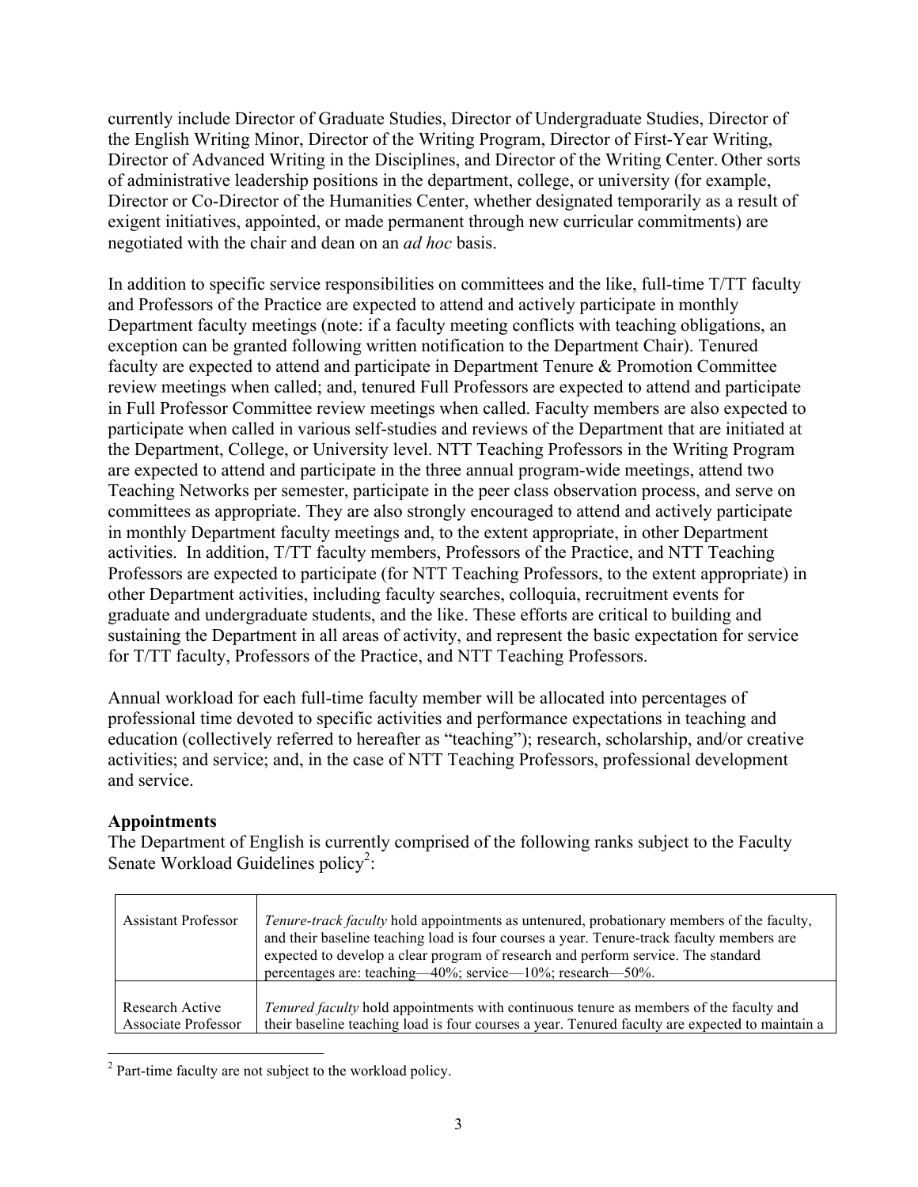currently include Director of Graduate Studies, Director of Undergraduate Studies, Director of the English Writing Minor, Director of the Writing Program, Director of First-Year Writing, Director of Advanced Writing in the Disciplines, and Director of the Writing Center. Other sorts of administrative leadership positions in the department, college, or university (for example, Director or Co-Director of the Humanities Center, whether designated temporarily as a result of exigent initiatives, appointed, or made permanent through new curricular commitments) are negotiated with the chair and dean on an *ad hoc* basis.

In addition to specific service responsibilities on committees and the like, full-time T/TT faculty and Professors of the Practice are expected to attend and actively participate in monthly Department faculty meetings (note: if a faculty meeting conflicts with teaching obligations, an exception can be granted following written notification to the Department Chair). Tenured faculty are expected to attend and participate in Department Tenure & Promotion Committee review meetings when called; and, tenured Full Professors are expected to attend and participate in Full Professor Committee review meetings when called. Faculty members are also expected to participate when called in various self-studies and reviews of the Department that are initiated at the Department, College, or University level. NTT Teaching Professors in the Writing Program are expected to attend and participate in the three annual program-wide meetings, attend two Teaching Networks per semester, participate in the peer class observation process, and serve on committees as appropriate. They are also strongly encouraged to attend and actively participate in monthly Department faculty meetings and, to the extent appropriate, in other Department activities. In addition, T/TT faculty members, Professors of the Practice, and NTT Teaching Professors are expected to participate (for NTT Teaching Professors, to the extent appropriate) in other Department activities, including faculty searches, colloquia, recruitment events for graduate and undergraduate students, and the like. These efforts are critical to building and sustaining the Department in all areas of activity, and represent the basic expectation for service for T/TT faculty, Professors of the Practice, and NTT Teaching Professors.

Annual workload for each full-time faculty member will be allocated into percentages of professional time devoted to specific activities and performance expectations in teaching and education (collectively referred to hereafter as "teaching"); research, scholarship, and/or creative activities; and service; and, in the case of NTT Teaching Professors, professional development and service.

**Appointments**

The Department of English is currently comprised of the following ranks subject to the Faculty Senate Workload Guidelines policy[2]:

| | |
|---|---|
| Assistant Professor | *Tenure-track faculty* hold appointments as untenured, probationary members of the faculty, and their baseline teaching load is four courses a year. Tenure-track faculty members are expected to develop a clear program of research and perform service. The standard percentages are: teaching—40%; service—10%; research—50%. |
| Research Active Associate Professor | *Tenured faculty* hold appointments with continuous tenure as members of the faculty and their baseline teaching load is four courses a year. Tenured faculty are expected to maintain a |

[2] Part-time faculty are not subject to the workload policy.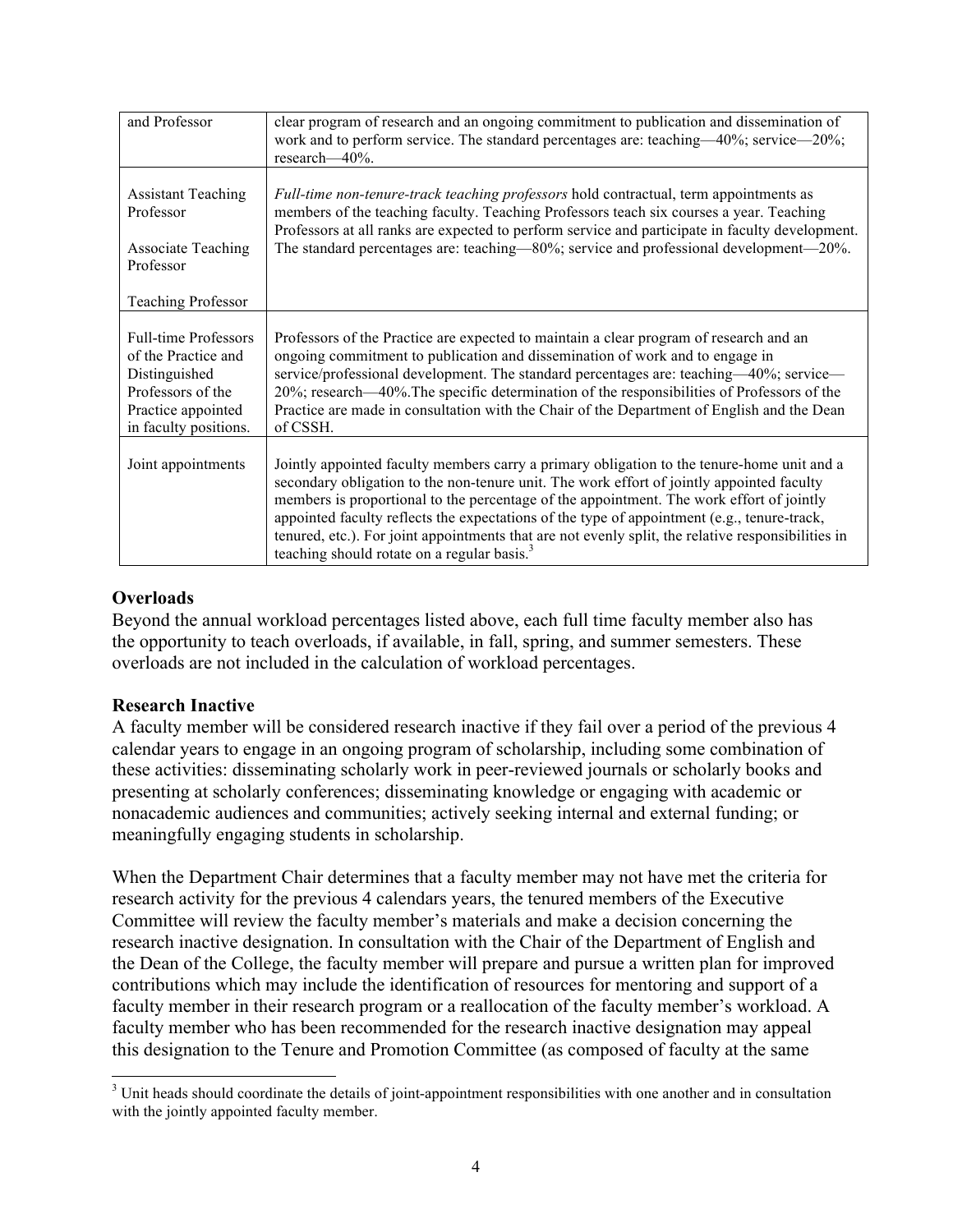| | |
|---|---|
| and Professor | clear program of research and an ongoing commitment to publication and dissemination of work and to perform service. The standard percentages are: teaching—40%; service—20%; research—40%. |
| Assistant Teaching Professor<br><br>Associate Teaching Professor<br><br>Teaching Professor | *Full-time non-tenure-track teaching professors* hold contractual, term appointments as members of the teaching faculty. Teaching Professors teach six courses a year. Teaching Professors at all ranks are expected to perform service and participate in faculty development. The standard percentages are: teaching—80%; service and professional development—20%. |
| Full-time Professors of the Practice and Distinguished Professors of the Practice appointed in faculty positions. | Professors of the Practice are expected to maintain a clear program of research and an ongoing commitment to publication and dissemination of work and to engage in service/professional development. The standard percentages are: teaching—40%; service—20%; research—40%.The specific determination of the responsibilities of Professors of the Practice are made in consultation with the Chair of the Department of English and the Dean of CSSH. |
| Joint appointments | Jointly appointed faculty members carry a primary obligation to the tenure-home unit and a secondary obligation to the non-tenure unit. The work effort of jointly appointed faculty members is proportional to the percentage of the appointment. The work effort of jointly appointed faculty reflects the expectations of the type of appointment (e.g., tenure-track, tenured, etc.). For joint appointments that are not evenly split, the relative responsibilities in teaching should rotate on a regular basis.[3] |

**Overloads**

Beyond the annual workload percentages listed above, each full time faculty member also has the opportunity to teach overloads, if available, in fall, spring, and summer semesters. These overloads are not included in the calculation of workload percentages.

**Research Inactive**

A faculty member will be considered research inactive if they fail over a period of the previous 4 calendar years to engage in an ongoing program of scholarship, including some combination of these activities: disseminating scholarly work in peer-reviewed journals or scholarly books and presenting at scholarly conferences; disseminating knowledge or engaging with academic or nonacademic audiences and communities; actively seeking internal and external funding; or meaningfully engaging students in scholarship.

When the Department Chair determines that a faculty member may not have met the criteria for research activity for the previous 4 calendars years, the tenured members of the Executive Committee will review the faculty member's materials and make a decision concerning the research inactive designation. In consultation with the Chair of the Department of English and the Dean of the College, the faculty member will prepare and pursue a written plan for improved contributions which may include the identification of resources for mentoring and support of a faculty member in their research program or a reallocation of the faculty member's workload. A faculty member who has been recommended for the research inactive designation may appeal this designation to the Tenure and Promotion Committee (as composed of faculty at the same

[3] Unit heads should coordinate the details of joint-appointment responsibilities with one another and in consultation with the jointly appointed faculty member.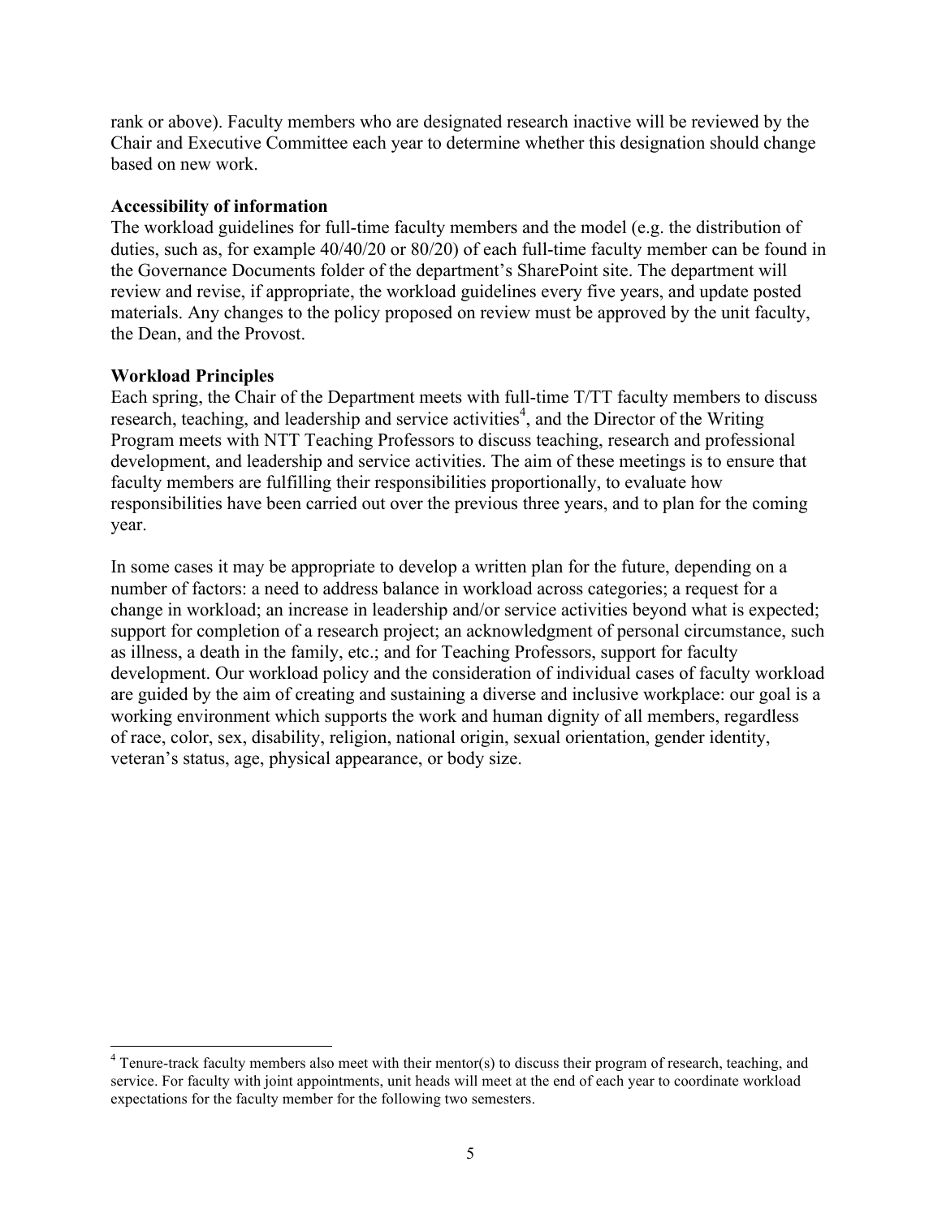rank or above). Faculty members who are designated research inactive will be reviewed by the Chair and Executive Committee each year to determine whether this designation should change based on new work.

**Accessibility of information**

The workload guidelines for full-time faculty members and the model (e.g. the distribution of duties, such as, for example 40/40/20 or 80/20) of each full-time faculty member can be found in the Governance Documents folder of the department's SharePoint site. The department will review and revise, if appropriate, the workload guidelines every five years, and update posted materials. Any changes to the policy proposed on review must be approved by the unit faculty, the Dean, and the Provost.

**Workload Principles**

Each spring, the Chair of the Department meets with full-time T/TT faculty members to discuss research, teaching, and leadership and service activities[4], and the Director of the Writing Program meets with NTT Teaching Professors to discuss teaching, research and professional development, and leadership and service activities. The aim of these meetings is to ensure that faculty members are fulfilling their responsibilities proportionally, to evaluate how responsibilities have been carried out over the previous three years, and to plan for the coming year.

In some cases it may be appropriate to develop a written plan for the future, depending on a number of factors: a need to address balance in workload across categories; a request for a change in workload; an increase in leadership and/or service activities beyond what is expected; support for completion of a research project; an acknowledgment of personal circumstance, such as illness, a death in the family, etc.; and for Teaching Professors, support for faculty development. Our workload policy and the consideration of individual cases of faculty workload are guided by the aim of creating and sustaining a diverse and inclusive workplace: our goal is a working environment which supports the work and human dignity of all members, regardless of race, color, sex, disability, religion, national origin, sexual orientation, gender identity, veteran's status, age, physical appearance, or body size.

---

[4] Tenure-track faculty members also meet with their mentor(s) to discuss their program of research, teaching, and service. For faculty with joint appointments, unit heads will meet at the end of each year to coordinate workload expectations for the faculty member for the following two semesters.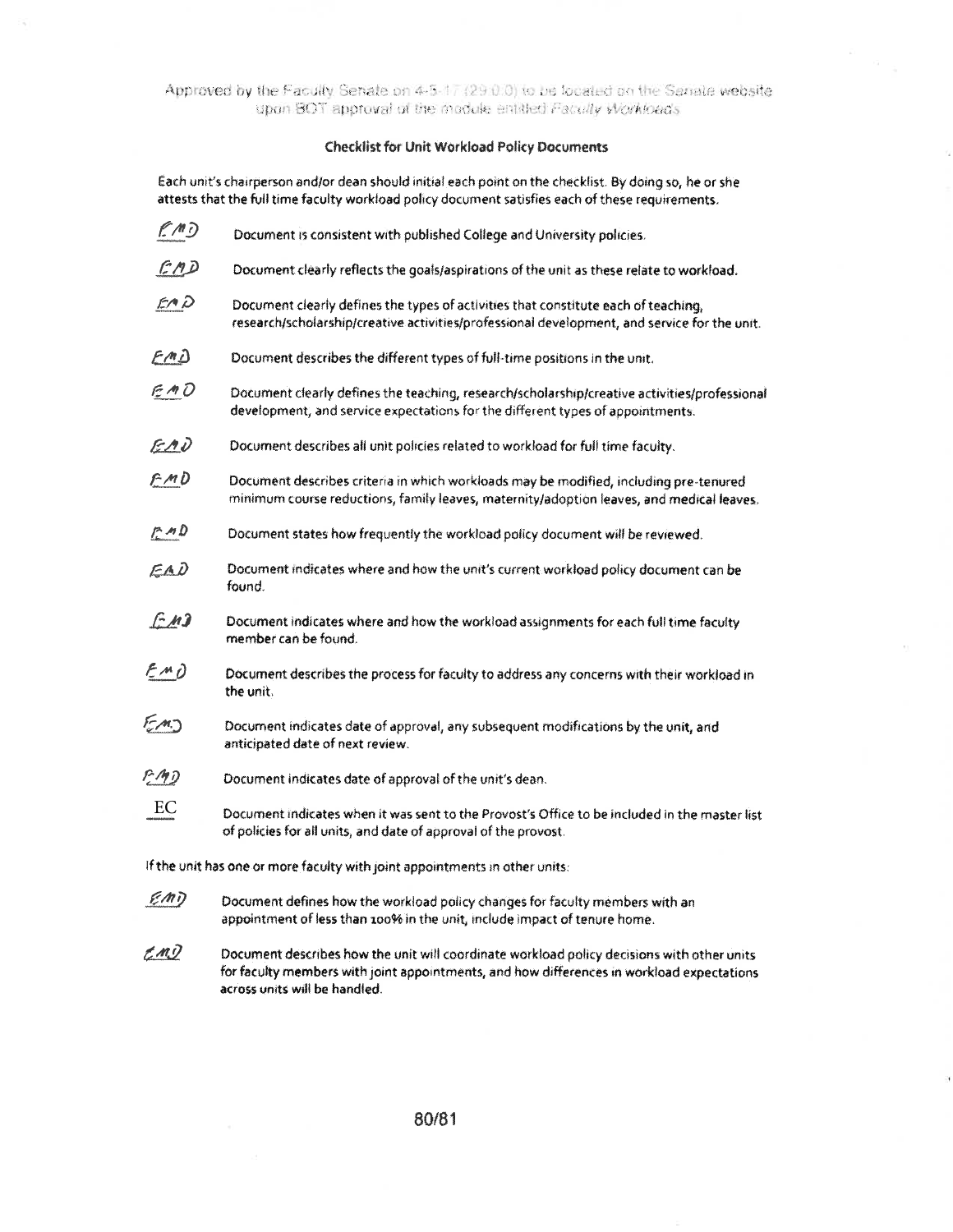Approved by the Faculty Senate on 4-5-17 (29.0.0) to be located on the Senate website upon BOT approval of the module entitled *Faculty Workloads*

**Checklist for Unit Workload Policy Documents**

Each unit's chairperson and/or dean should initial each point on the checklist. By doing so, he or she attests that the full time faculty workload policy document satisfies each of these requirements.

- EMD  Document is consistent with published College and University policies.
- EMD  Document clearly reflects the goals/aspirations of the unit as these relate to workload.
- EMD  Document clearly defines the types of activities that constitute each of teaching, research/scholarship/creative activities/professional development, and service for the unit.
- EMD  Document describes the different types of full-time positions in the unit.
- EMD  Document clearly defines the teaching, research/scholarship/creative activities/professional development, and service expectations for the different types of appointments.
- EMD  Document describes all unit policies related to workload for full time faculty.
- EMD  Document describes criteria in which workloads may be modified, including pre-tenured minimum course reductions, family leaves, maternity/adoption leaves, and medical leaves.
- EMD  Document states how frequently the workload policy document will be reviewed.
- EMD  Document indicates where and how the unit's current workload policy document can be found.
- EMD  Document indicates where and how the workload assignments for each full time faculty member can be found.
- EMD  Document describes the process for faculty to address any concerns with their workload in the unit.
- EMD  Document indicates date of approval, any subsequent modifications by the unit, and anticipated date of next review.
- EMD  Document indicates date of approval of the unit's dean.
- EC  Document indicates when it was sent to the Provost's Office to be included in the master list of policies for all units, and date of approval of the provost.

If the unit has one or more faculty with joint appointments in other units:

- EMD  Document defines how the workload policy changes for faculty members with an appointment of less than 100% in the unit, include impact of tenure home.
- EMD  Document describes how the unit will coordinate workload policy decisions with other units for faculty members with joint appointments, and how differences in workload expectations across units will be handled.